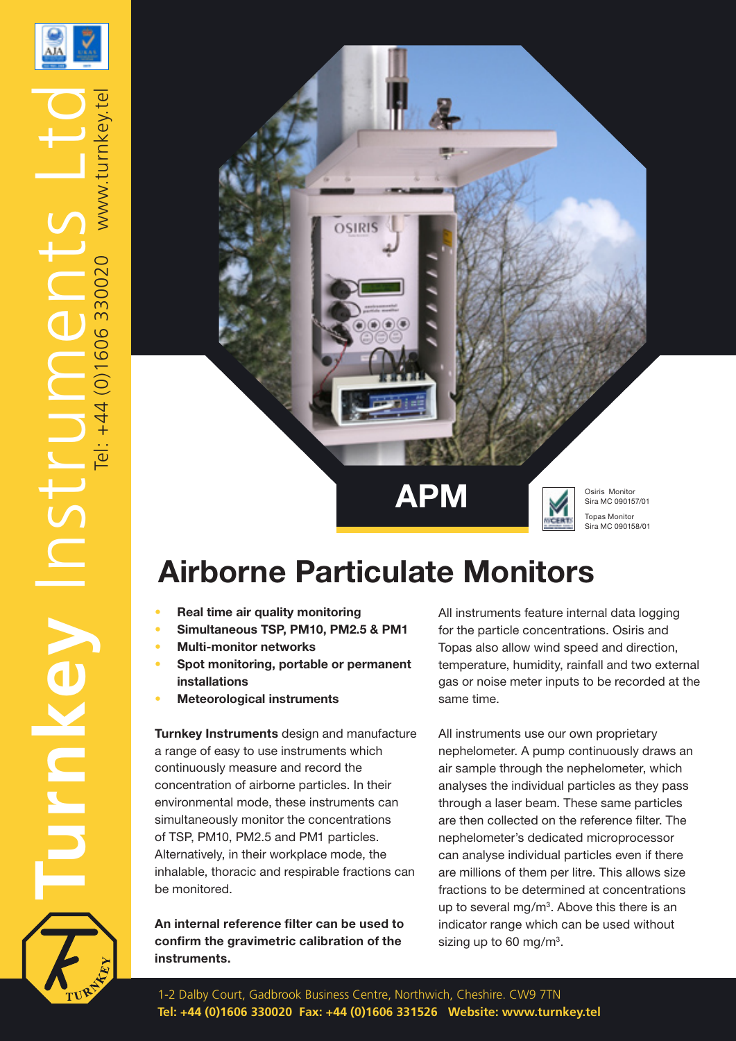Turnkey Instruments Ltd

Tel: +44 (0)1606 330020 www.turnkey.tel

## APM

Osiris Monitor
Sira MC 090157/01

Topas Monitor
Sira MC 090158/01

# Airborne Particulate Monitors

- **Real time air quality monitoring**
- **Simultaneous TSP, PM10, PM2.5 & PM1**
- **Multi-monitor networks**
- **Spot monitoring, portable or permanent installations**
- **Meteorological instruments**

**Turnkey Instruments** design and manufacture a range of easy to use instruments which continuously measure and record the concentration of airborne particles. In their environmental mode, these instruments can simultaneously monitor the concentrations of TSP, PM10, PM2.5 and PM1 particles. Alternatively, in their workplace mode, the inhalable, thoracic and respirable fractions can be monitored.

**An internal reference filter can be used to confirm the gravimetric calibration of the instruments.**

All instruments feature internal data logging for the particle concentrations. Osiris and Topas also allow wind speed and direction, temperature, humidity, rainfall and two external gas or noise meter inputs to be recorded at the same time.

All instruments use our own proprietary nephelometer. A pump continuously draws an air sample through the nephelometer, which analyses the individual particles as they pass through a laser beam. These same particles are then collected on the reference filter. The nephelometer's dedicated microprocessor can analyse individual particles even if there are millions of them per litre. This allows size fractions to be determined at concentrations up to several $mg/m^3$. Above this there is an indicator range which can be used without sizing up to 60 $mg/m^3$.

1-2 Dalby Court, Gadbrook Business Centre, Northwich, Cheshire. CW9 7TN
**Tel: +44 (0)1606 330020 Fax: +44 (0)1606 331526 Website: www.turnkey.tel**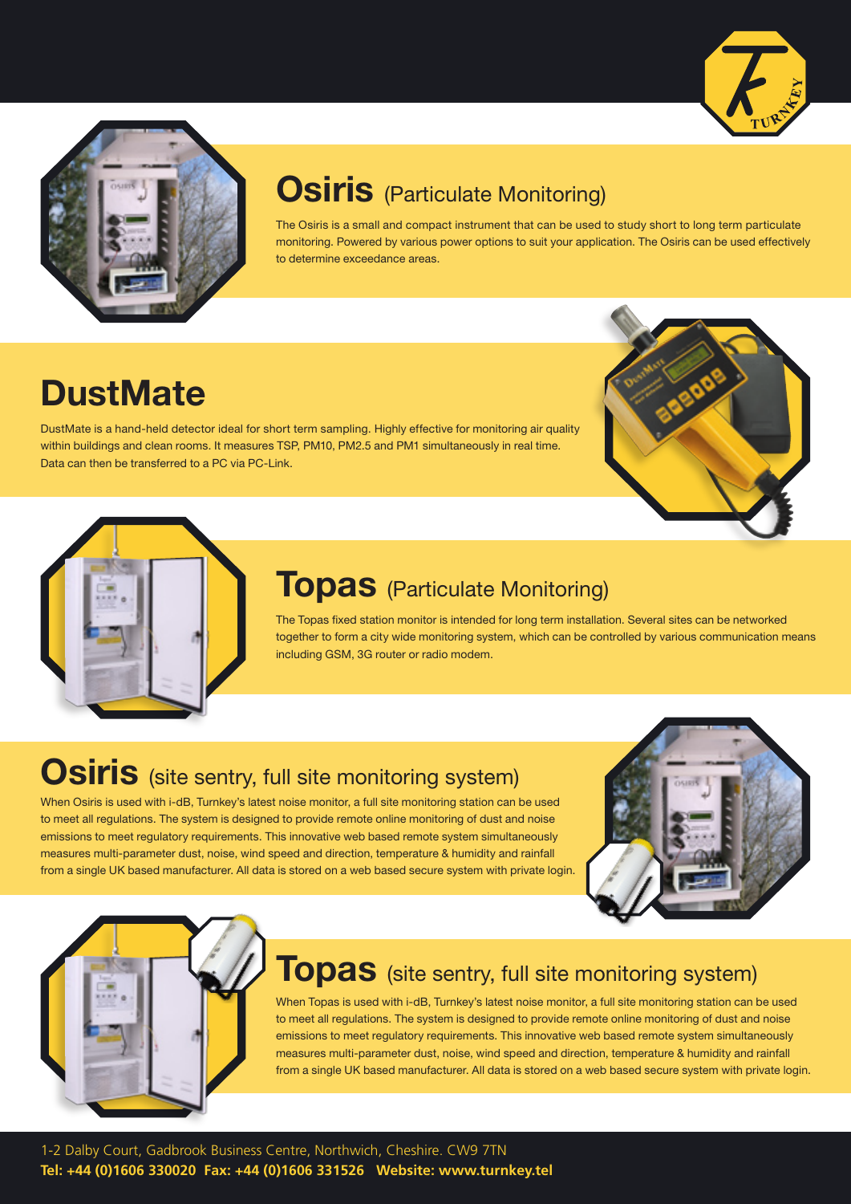## Osiris (Particulate Monitoring)

The Osiris is a small and compact instrument that can be used to study short to long term particulate monitoring. Powered by various power options to suit your application. The Osiris can be used effectively to determine exceedance areas.

## DustMate

DustMate is a hand-held detector ideal for short term sampling. Highly effective for monitoring air quality within buildings and clean rooms. It measures TSP, PM10, PM2.5 and PM1 simultaneously in real time. Data can then be transferred to a PC via PC-Link.

## Topas (Particulate Monitoring)

The Topas fixed station monitor is intended for long term installation. Several sites can be networked together to form a city wide monitoring system, which can be controlled by various communication means including GSM, 3G router or radio modem.

## Osiris (site sentry, full site monitoring system)

When Osiris is used with i-dB, Turnkey's latest noise monitor, a full site monitoring station can be used to meet all regulations. The system is designed to provide remote online monitoring of dust and noise emissions to meet regulatory requirements. This innovative web based remote system simultaneously measures multi-parameter dust, noise, wind speed and direction, temperature & humidity and rainfall from a single UK based manufacturer. All data is stored on a web based secure system with private login.

## Topas (site sentry, full site monitoring system)

When Topas is used with i-dB, Turnkey's latest noise monitor, a full site monitoring station can be used to meet all regulations. The system is designed to provide remote online monitoring of dust and noise emissions to meet regulatory requirements. This innovative web based remote system simultaneously measures multi-parameter dust, noise, wind speed and direction, temperature & humidity and rainfall from a single UK based manufacturer. All data is stored on a web based secure system with private login.

1-2 Dalby Court, Gadbrook Business Centre, Northwich, Cheshire. CW9 7TN

**Tel: +44 (0)1606 330020 Fax: +44 (0)1606 331526 Website: www.turnkey.tel**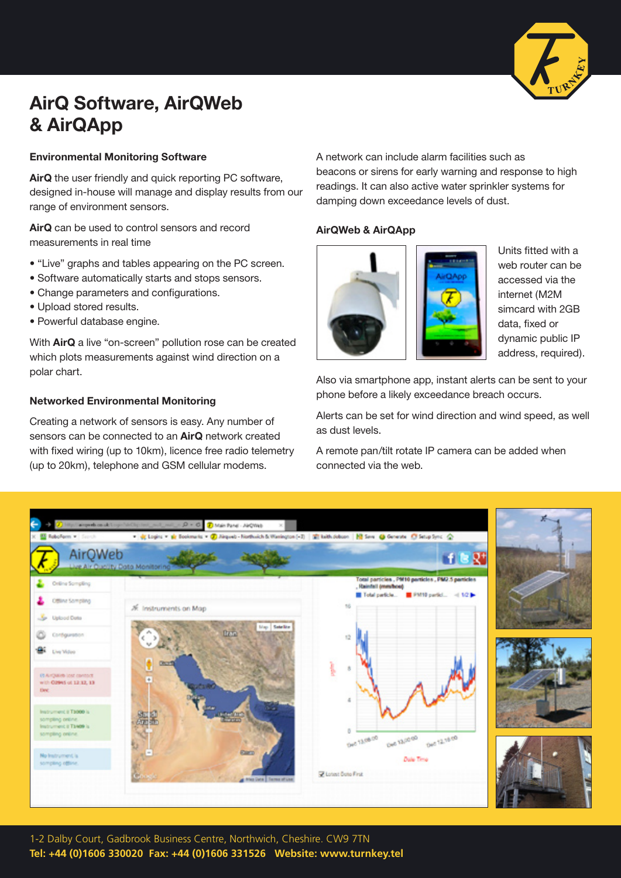# AirQ Software, AirQWeb & AirQApp

### Environmental Monitoring Software

**AirQ** the user friendly and quick reporting PC software, designed in-house will manage and display results from our range of environment sensors.

**AirQ** can be used to control sensors and record measurements in real time

- "Live" graphs and tables appearing on the PC screen.
- Software automatically starts and stops sensors.
- Change parameters and configurations.
- Upload stored results.
- Powerful database engine.

With **AirQ** a live "on-screen" pollution rose can be created which plots measurements against wind direction on a polar chart.

### Networked Environmental Monitoring

Creating a network of sensors is easy. Any number of sensors can be connected to an **AirQ** network created with fixed wiring (up to 10km), licence free radio telemetry (up to 20km), telephone and GSM cellular modems.

A network can include alarm facilities such as beacons or sirens for early warning and response to high readings. It can also active water sprinkler systems for damping down exceedance levels of dust.

### AirQWeb & AirQApp

Units fitted with a web router can be accessed via the internet (M2M simcard with 2GB data, fixed or dynamic public IP address, required).

Also via smartphone app, instant alerts can be sent to your phone before a likely exceedance breach occurs.

Alerts can be set for wind direction and wind speed, as well as dust levels.

A remote pan/tilt rotate IP camera can be added when connected via the web.

1-2 Dalby Court, Gadbrook Business Centre, Northwich, Cheshire. CW9 7TN
**Tel: +44 (0)1606 330020 Fax: +44 (0)1606 331526 Website: www.turnkey.tel**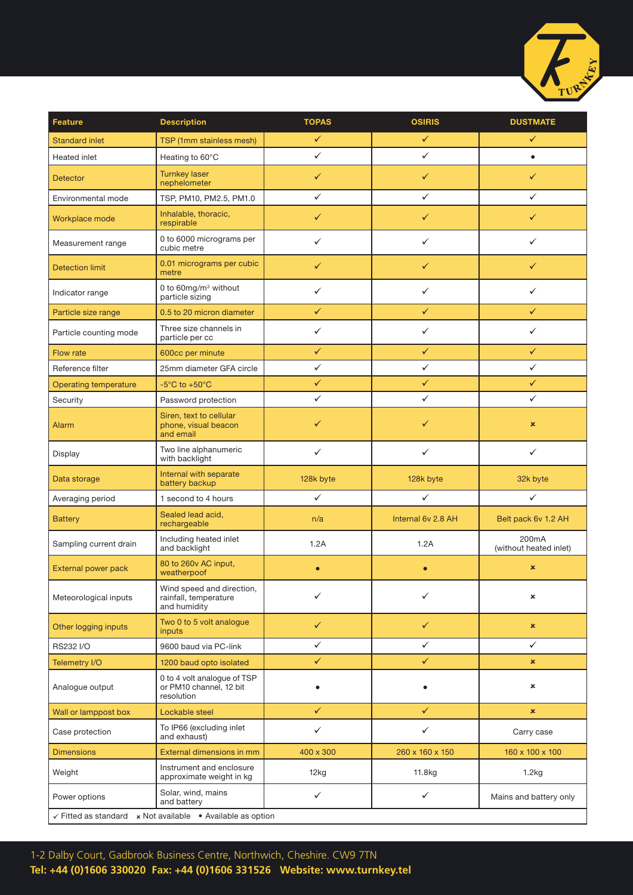| Feature | Description | TOPAS | OSIRIS | DUSTMATE |
|---|---|---|---|---|
| Standard inlet | TSP (1mm stainless mesh) | ✓ | ✓ | ✓ |
| Heated inlet | Heating to 60°C | ✓ | ✓ | • |
| Detector | Turnkey laser nephelometer | ✓ | ✓ | ✓ |
| Environmental mode | TSP, PM10, PM2.5, PM1.0 | ✓ | ✓ | ✓ |
| Workplace mode | Inhalable, thoracic, respirable | ✓ | ✓ | ✓ |
| Measurement range | 0 to 6000 micrograms per cubic metre | ✓ | ✓ | ✓ |
| Detection limit | 0.01 micrograms per cubic metre | ✓ | ✓ | ✓ |
| Indicator range | 0 to 60mg/m³ without particle sizing | ✓ | ✓ | ✓ |
| Particle size range | 0.5 to 20 micron diameter | ✓ | ✓ | ✓ |
| Particle counting mode | Three size channels in particle per cc | ✓ | ✓ | ✓ |
| Flow rate | 600cc per minute | ✓ | ✓ | ✓ |
| Reference filter | 25mm diameter GFA circle | ✓ | ✓ | ✓ |
| Operating temperature | -5°C to +50°C | ✓ | ✓ | ✓ |
| Security | Password protection | ✓ | ✓ | ✓ |
| Alarm | Siren, text to cellular phone, visual beacon and email | ✓ | ✓ | × |
| Display | Two line alphanumeric with backlight | ✓ | ✓ | ✓ |
| Data storage | Internal with separate battery backup | 128k byte | 128k byte | 32k byte |
| Averaging period | 1 second to 4 hours | ✓ | ✓ | ✓ |
| Battery | Sealed lead acid, rechargeable | n/a | Internal 6v 2.8 AH | Belt pack 6v 1.2 AH |
| Sampling current drain | Including heated inlet and backlight | 1.2A | 1.2A | 200mA (without heated inlet) |
| External power pack | 80 to 260v AC input, weatherproof | • | • | × |
| Meteorological inputs | Wind speed and direction, rainfall, temperature and humidity | ✓ | ✓ | × |
| Other logging inputs | Two 0 to 5 volt analogue inputs | ✓ | ✓ | × |
| RS232 I/O | 9600 baud via PC-link | ✓ | ✓ | ✓ |
| Telemetry I/O | 1200 baud opto isolated | ✓ | ✓ | × |
| Analogue output | 0 to 4 volt analogue of TSP or PM10 channel, 12 bit resolution | • | • | × |
| Wall or lamppost box | Lockable steel | ✓ | ✓ | × |
| Case protection | To IP66 (excluding inlet and exhaust) | ✓ | ✓ | Carry case |
| Dimensions | External dimensions in mm | 400 x 300 | 260 x 160 x 150 | 160 x 100 x 100 |
| Weight | Instrument and enclosure approximate weight in kg | 12kg | 11.8kg | 1.2kg |
| Power options | Solar, wind, mains and battery | ✓ | ✓ | Mains and battery only |

✓ Fitted as standard × Not available • Available as option

1-2 Dalby Court, Gadbrook Business Centre, Northwich, Cheshire. CW9 7TN

**Tel: +44 (0)1606 330020 Fax: +44 (0)1606 331526 Website: www.turnkey.tel**